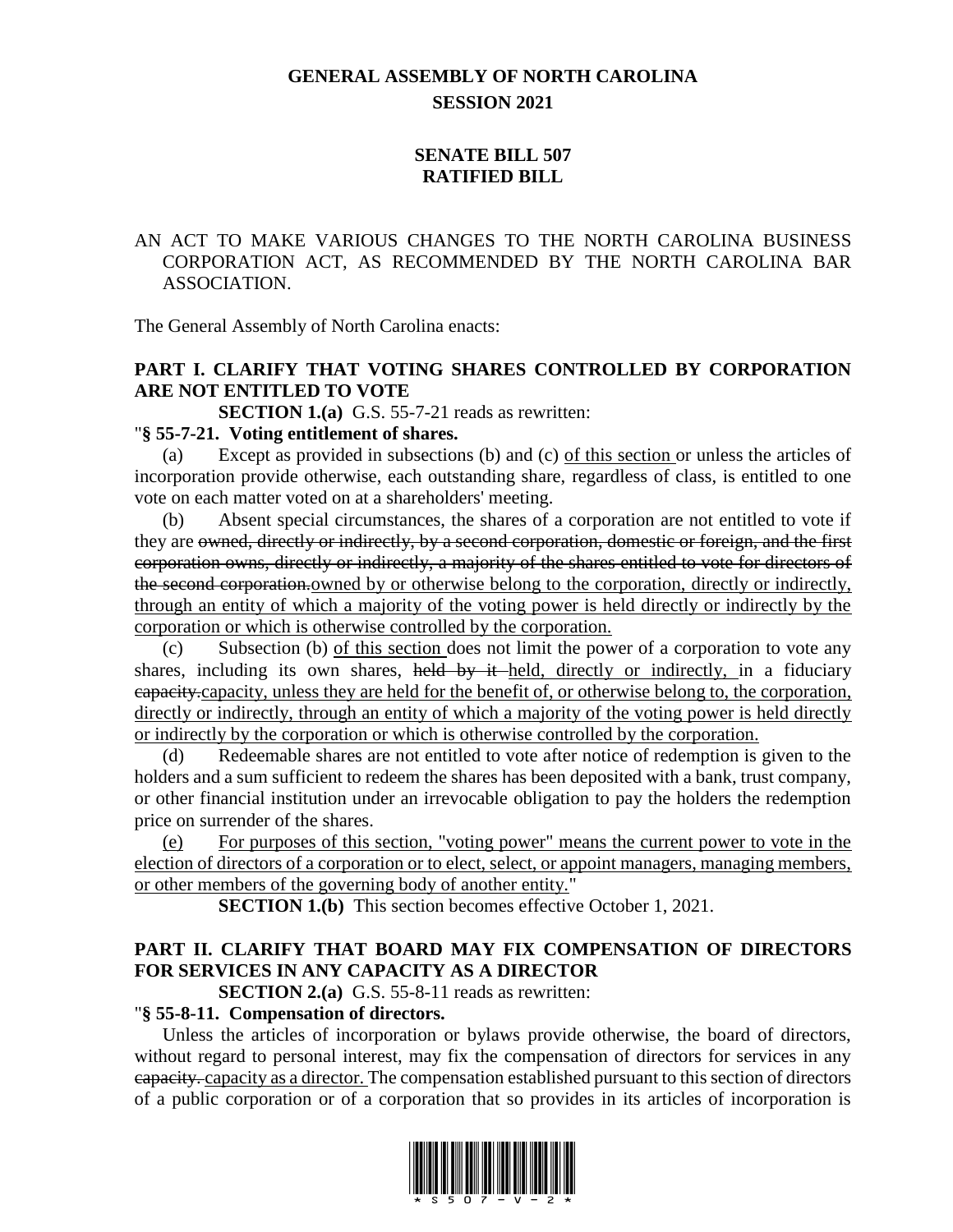# GENERAL ASSEMBLY OF NORTH CAROLINA
## SESSION 2021

## SENATE BILL 507
## RATIFIED BILL

AN ACT TO MAKE VARIOUS CHANGES TO THE NORTH CAROLINA BUSINESS CORPORATION ACT, AS RECOMMENDED BY THE NORTH CAROLINA BAR ASSOCIATION.

The General Assembly of North Carolina enacts:

### PART I. CLARIFY THAT VOTING SHARES CONTROLLED BY CORPORATION ARE NOT ENTITLED TO VOTE

**SECTION 1.(a)** G.S. 55-7-21 reads as rewritten:

"**§ 55-7-21. Voting entitlement of shares.**

(a) Except as provided in subsections (b) and (c) <u>of this section</u> or unless the articles of incorporation provide otherwise, each outstanding share, regardless of class, is entitled to one vote on each matter voted on at a shareholders' meeting.

(b) Absent special circumstances, the shares of a corporation are not entitled to vote if they are ~~owned, directly or indirectly, by a second corporation, domestic or foreign, and the first corporation owns, directly or indirectly, a majority of the shares entitled to vote for directors of the second corporation.~~<u>owned by or otherwise belong to the corporation, directly or indirectly, through an entity of which a majority of the voting power is held directly or indirectly by the corporation or which is otherwise controlled by the corporation.</u>

(c) Subsection (b) <u>of this section</u> does not limit the power of a corporation to vote any shares, including its own shares, ~~held by it~~ <u>held, directly or indirectly,</u> in a fiduciary ~~capacity.~~<u>capacity, unless they are held for the benefit of, or otherwise belong to, the corporation, directly or indirectly, through an entity of which a majority of the voting power is held directly or indirectly by the corporation or which is otherwise controlled by the corporation.</u>

(d) Redeemable shares are not entitled to vote after notice of redemption is given to the holders and a sum sufficient to redeem the shares has been deposited with a bank, trust company, or other financial institution under an irrevocable obligation to pay the holders the redemption price on surrender of the shares.

<u>(e) For purposes of this section, "voting power" means the current power to vote in the election of directors of a corporation or to elect, select, or appoint managers, managing members, or other members of the governing body of another entity.</u>"

**SECTION 1.(b)** This section becomes effective October 1, 2021.

### PART II. CLARIFY THAT BOARD MAY FIX COMPENSATION OF DIRECTORS FOR SERVICES IN ANY CAPACITY AS A DIRECTOR

**SECTION 2.(a)** G.S. 55-8-11 reads as rewritten:

"**§ 55-8-11. Compensation of directors.**

Unless the articles of incorporation or bylaws provide otherwise, the board of directors, without regard to personal interest, may fix the compensation of directors for services in any ~~capacity.~~ <u>capacity as a director.</u> The compensation established pursuant to this section of directors of a public corporation or of a corporation that so provides in its articles of incorporation is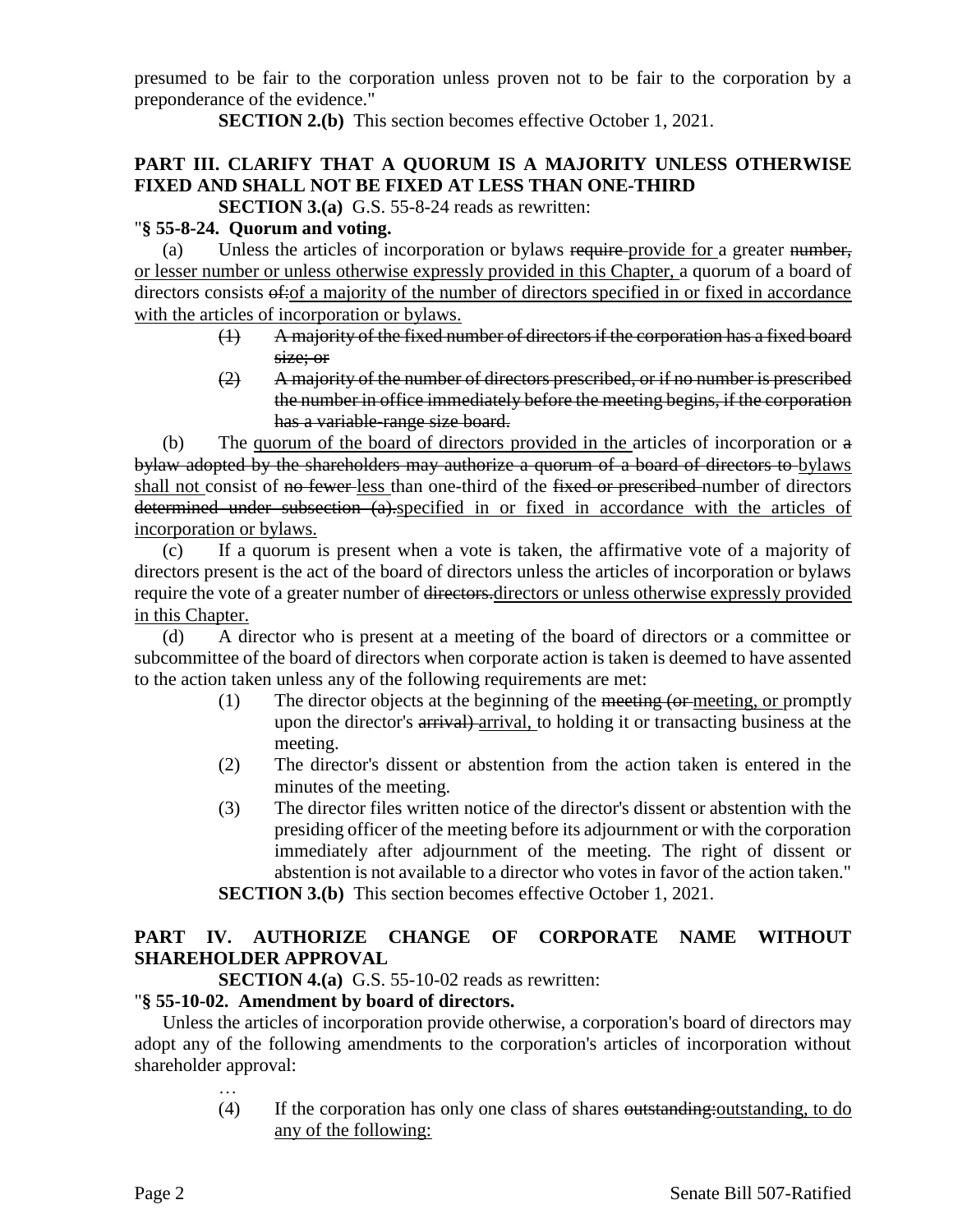presumed to be fair to the corporation unless proven not to be fair to the corporation by a preponderance of the evidence."

**SECTION 2.(b)** This section becomes effective October 1, 2021.

## PART III. CLARIFY THAT A QUORUM IS A MAJORITY UNLESS OTHERWISE FIXED AND SHALL NOT BE FIXED AT LESS THAN ONE-THIRD

**SECTION 3.(a)** G.S. 55-8-24 reads as rewritten:

"**§ 55-8-24. Quorum and voting.**

(a) Unless the articles of incorporation or bylaws ~~require~~ provide for a greater ~~number,~~ or lesser number or unless otherwise expressly provided in this Chapter, a quorum of a board of directors consists ~~of:~~of a majority of the number of directors specified in or fixed in accordance with the articles of incorporation or bylaws.

> ~~(1) A majority of the fixed number of directors if the corporation has a fixed board size; or~~
>
> ~~(2) A majority of the number of directors prescribed, or if no number is prescribed the number in office immediately before the meeting begins, if the corporation has a variable-range size board.~~

(b) The quorum of the board of directors provided in the articles of incorporation or ~~a bylaw adopted by the shareholders may authorize a quorum of a board of directors to~~ bylaws shall not consist of ~~no fewer~~ less than one-third of the ~~fixed or prescribed~~ number of directors ~~determined under subsection (a).~~specified in or fixed in accordance with the articles of incorporation or bylaws.

(c) If a quorum is present when a vote is taken, the affirmative vote of a majority of directors present is the act of the board of directors unless the articles of incorporation or bylaws require the vote of a greater number of ~~directors.~~directors or unless otherwise expressly provided in this Chapter.

(d) A director who is present at a meeting of the board of directors or a committee or subcommittee of the board of directors when corporate action is taken is deemed to have assented to the action taken unless any of the following requirements are met:

> (1) The director objects at the beginning of the ~~meeting (or~~ meeting, or promptly upon the director's ~~arrival)~~ arrival, to holding it or transacting business at the meeting.
>
> (2) The director's dissent or abstention from the action taken is entered in the minutes of the meeting.
>
> (3) The director files written notice of the director's dissent or abstention with the presiding officer of the meeting before its adjournment or with the corporation immediately after adjournment of the meeting. The right of dissent or abstention is not available to a director who votes in favor of the action taken."

**SECTION 3.(b)** This section becomes effective October 1, 2021.

## PART IV. AUTHORIZE CHANGE OF CORPORATE NAME WITHOUT SHAREHOLDER APPROVAL

**SECTION 4.(a)** G.S. 55-10-02 reads as rewritten:

"**§ 55-10-02. Amendment by board of directors.**

Unless the articles of incorporation provide otherwise, a corporation's board of directors may adopt any of the following amendments to the corporation's articles of incorporation without shareholder approval:

> …
>
> (4) If the corporation has only one class of shares ~~outstanding:~~outstanding, to do any of the following: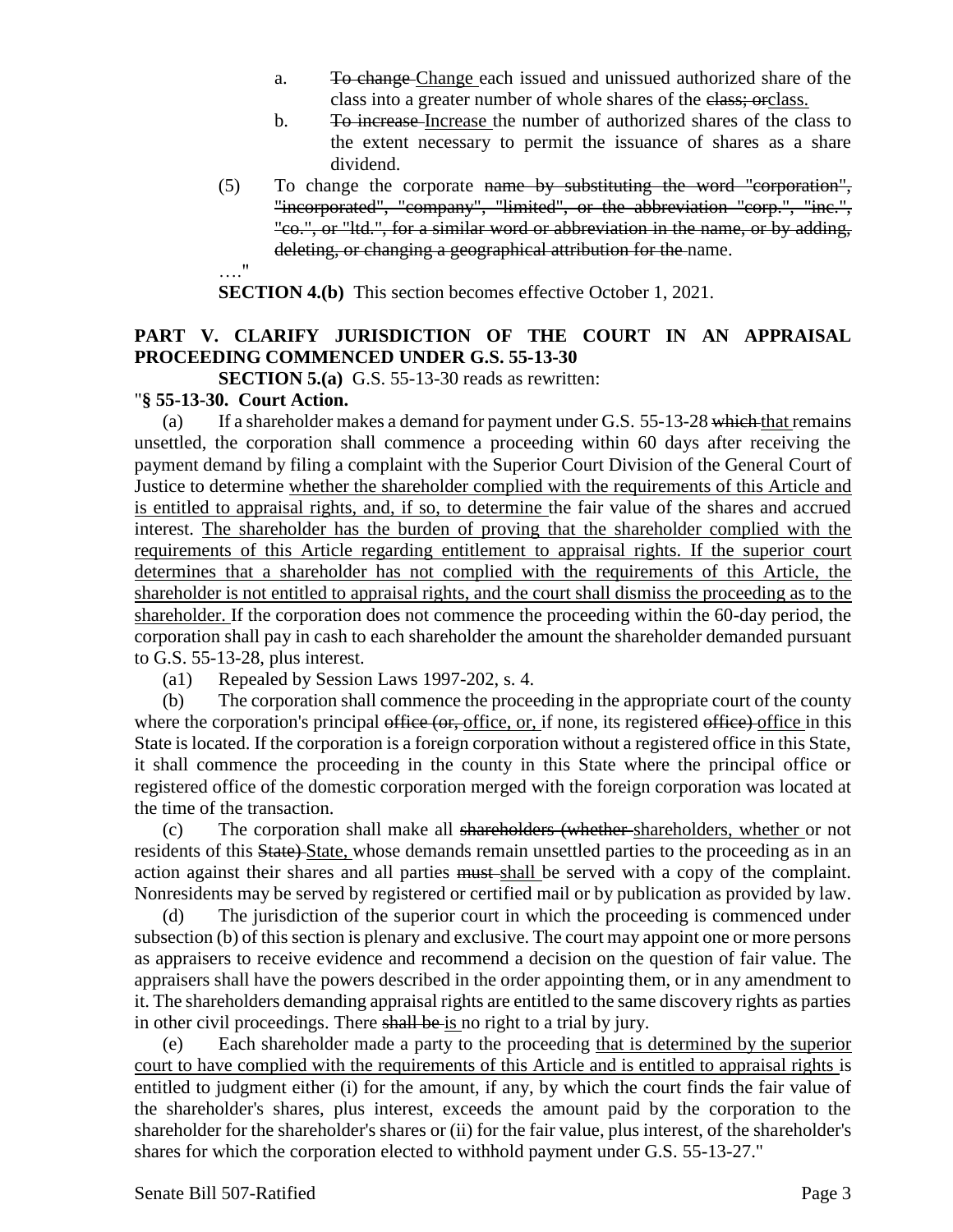a. ~~To change~~ <u>Change</u> each issued and unissued authorized share of the class into a greater number of whole shares of the ~~class; or~~<u>class.</u>

b. ~~To increase~~ <u>Increase</u> the number of authorized shares of the class to the extent necessary to permit the issuance of shares as a share dividend.

(5) To change the corporate ~~name by substituting the word "corporation", "incorporated", "company", "limited", or the abbreviation "corp.", "inc.", "co.", or "ltd.", for a similar word or abbreviation in the name, or by adding, deleting, or changing a geographical attribution for the~~ name.

…."

**SECTION 4.(b)** This section becomes effective October 1, 2021.

## PART V. CLARIFY JURISDICTION OF THE COURT IN AN APPRAISAL PROCEEDING COMMENCED UNDER G.S. 55-13-30

**SECTION 5.(a)** G.S. 55-13-30 reads as rewritten:

"**§ 55-13-30. Court Action.**

(a) If a shareholder makes a demand for payment under G.S. 55-13-28 ~~which~~ <u>that</u> remains unsettled, the corporation shall commence a proceeding within 60 days after receiving the payment demand by filing a complaint with the Superior Court Division of the General Court of Justice to determine <u>whether the shareholder complied with the requirements of this Article and is entitled to appraisal rights, and, if so, to determine</u> the fair value of the shares and accrued interest. <u>The shareholder has the burden of proving that the shareholder complied with the requirements of this Article regarding entitlement to appraisal rights. If the superior court determines that a shareholder has not complied with the requirements of this Article, the shareholder is not entitled to appraisal rights, and the court shall dismiss the proceeding as to the shareholder.</u> If the corporation does not commence the proceeding within the 60-day period, the corporation shall pay in cash to each shareholder the amount the shareholder demanded pursuant to G.S. 55-13-28, plus interest.

(a1) Repealed by Session Laws 1997-202, s. 4.

(b) The corporation shall commence the proceeding in the appropriate court of the county where the corporation's principal ~~office (or,~~ <u>office, or,</u> if none, its registered ~~office)~~ <u>office</u> in this State is located. If the corporation is a foreign corporation without a registered office in this State, it shall commence the proceeding in the county in this State where the principal office or registered office of the domestic corporation merged with the foreign corporation was located at the time of the transaction.

(c) The corporation shall make all ~~shareholders (whether~~ <u>shareholders, whether</u> or not residents of this ~~State)~~ <u>State,</u> whose demands remain unsettled parties to the proceeding as in an action against their shares and all parties ~~must~~ <u>shall</u> be served with a copy of the complaint. Nonresidents may be served by registered or certified mail or by publication as provided by law.

(d) The jurisdiction of the superior court in which the proceeding is commenced under subsection (b) of this section is plenary and exclusive. The court may appoint one or more persons as appraisers to receive evidence and recommend a decision on the question of fair value. The appraisers shall have the powers described in the order appointing them, or in any amendment to it. The shareholders demanding appraisal rights are entitled to the same discovery rights as parties in other civil proceedings. There ~~shall be~~ <u>is</u> no right to a trial by jury.

(e) Each shareholder made a party to the proceeding <u>that is determined by the superior court to have complied with the requirements of this Article and is entitled to appraisal rights</u> is entitled to judgment either (i) for the amount, if any, by which the court finds the fair value of the shareholder's shares, plus interest, exceeds the amount paid by the corporation to the shareholder for the shareholder's shares or (ii) for the fair value, plus interest, of the shareholder's shares for which the corporation elected to withhold payment under G.S. 55-13-27."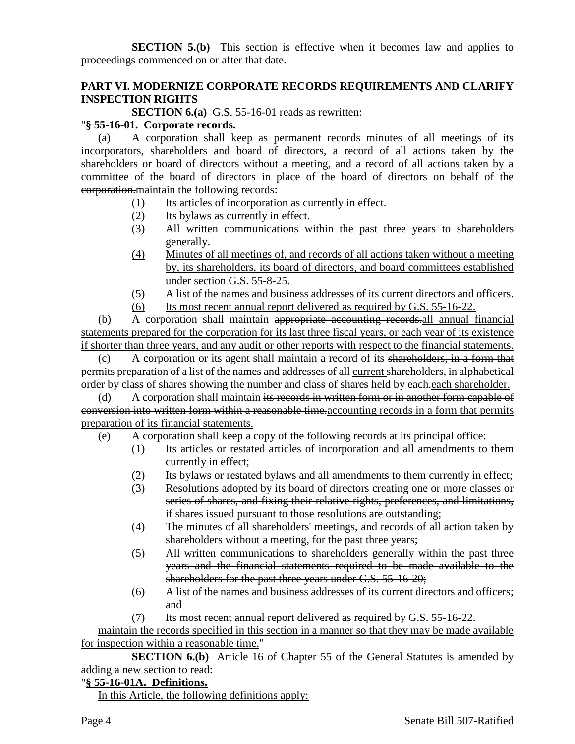**SECTION 5.(b)** This section is effective when it becomes law and applies to proceedings commenced on or after that date.

**PART VI. MODERNIZE CORPORATE RECORDS REQUIREMENTS AND CLARIFY INSPECTION RIGHTS**

**SECTION 6.(a)** G.S. 55-16-01 reads as rewritten:

"**§ 55-16-01. Corporate records.**

(a) A corporation shall ~~keep as permanent records minutes of all meetings of its incorporators, shareholders and board of directors, a record of all actions taken by the shareholders or board of directors without a meeting, and a record of all actions taken by a committee of the board of directors in place of the board of directors on behalf of the corporation.~~<u>maintain the following records:</u>

<u>(1) Its articles of incorporation as currently in effect.</u>

<u>(2) Its bylaws as currently in effect.</u>

<u>(3) All written communications within the past three years to shareholders generally.</u>

<u>(4) Minutes of all meetings of, and records of all actions taken without a meeting by, its shareholders, its board of directors, and board committees established under section G.S. 55-8-25.</u>

<u>(5) A list of the names and business addresses of its current directors and officers.</u>

<u>(6) Its most recent annual report delivered as required by G.S. 55-16-22.</u>

(b) A corporation shall maintain ~~appropriate accounting records.~~<u>all annual financial statements prepared for the corporation for its last three fiscal years, or each year of its existence if shorter than three years, and any audit or other reports with respect to the financial statements.</u>

(c) A corporation or its agent shall maintain a record of its ~~shareholders, in a form that permits preparation of a list of the names and addresses of all~~ <u>current</u> shareholders, in alphabetical order by class of shares showing the number and class of shares held by ~~each.~~<u>each shareholder.</u>

(d) A corporation shall maintain ~~its records in written form or in another form capable of conversion into written form within a reasonable time.~~<u>accounting records in a form that permits preparation of its financial statements.</u>

(e) A corporation shall ~~keep a copy of the following records at its principal office:~~

~~(1) Its articles or restated articles of incorporation and all amendments to them currently in effect;~~

~~(2) Its bylaws or restated bylaws and all amendments to them currently in effect;~~

~~(3) Resolutions adopted by its board of directors creating one or more classes or series of shares, and fixing their relative rights, preferences, and limitations, if shares issued pursuant to those resolutions are outstanding;~~

~~(4) The minutes of all shareholders' meetings, and records of all action taken by shareholders without a meeting, for the past three years;~~

~~(5) All written communications to shareholders generally within the past three years and the financial statements required to be made available to the shareholders for the past three years under G.S. 55-16-20;~~

~~(6) A list of the names and business addresses of its current directors and officers; and~~

~~(7) Its most recent annual report delivered as required by G.S. 55-16-22.~~

<u>maintain the records specified in this section in a manner so that they may be made available for inspection within a reasonable time.</u>"

**SECTION 6.(b)** Article 16 of Chapter 55 of the General Statutes is amended by adding a new section to read:

"**<u>§ 55-16-01A. Definitions.</u>**

<u>In this Article, the following definitions apply:</u>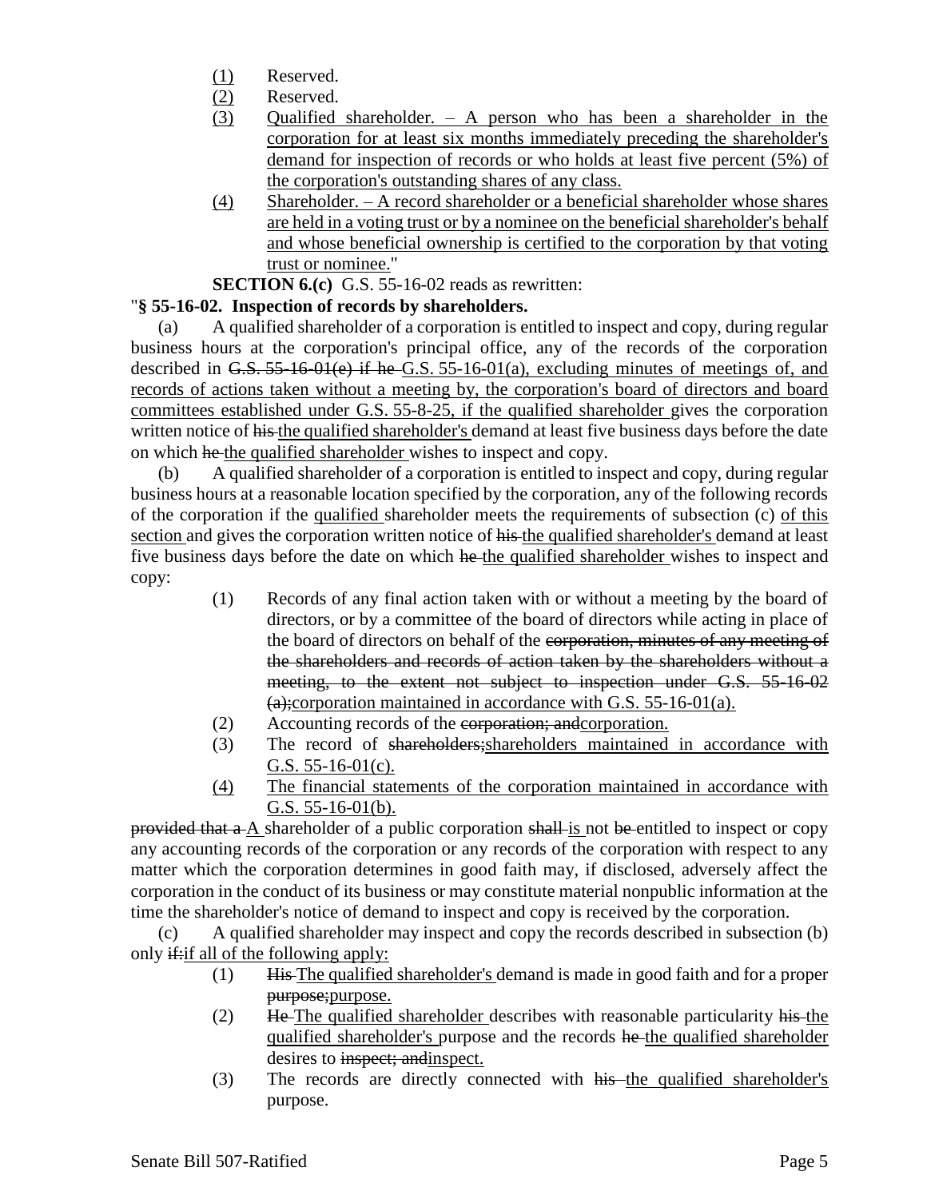(1) Reserved.

(2) Reserved.

(3) Qualified shareholder. – A person who has been a shareholder in the corporation for at least six months immediately preceding the shareholder's demand for inspection of records or who holds at least five percent (5%) of the corporation's outstanding shares of any class.

(4) Shareholder. – A record shareholder or a beneficial shareholder whose shares are held in a voting trust or by a nominee on the beneficial shareholder's behalf and whose beneficial ownership is certified to the corporation by that voting trust or nominee."

**SECTION 6.(c)** G.S. 55-16-02 reads as rewritten:

"**§ 55-16-02. Inspection of records by shareholders.**

(a) A qualified shareholder of a corporation is entitled to inspect and copy, during regular business hours at the corporation's principal office, any of the records of the corporation described in ~~G.S. 55-16-01(e) if he~~ G.S. 55-16-01(a), excluding minutes of meetings of, and records of actions taken without a meeting by, the corporation's board of directors and board committees established under G.S. 55-8-25, if the qualified shareholder gives the corporation written notice of ~~his~~ the qualified shareholder's demand at least five business days before the date on which ~~he~~ the qualified shareholder wishes to inspect and copy.

(b) A qualified shareholder of a corporation is entitled to inspect and copy, during regular business hours at a reasonable location specified by the corporation, any of the following records of the corporation if the qualified shareholder meets the requirements of subsection (c) of this section and gives the corporation written notice of ~~his~~ the qualified shareholder's demand at least five business days before the date on which ~~he~~ the qualified shareholder wishes to inspect and copy:

(1) Records of any final action taken with or without a meeting by the board of directors, or by a committee of the board of directors while acting in place of the board of directors on behalf of the ~~corporation, minutes of any meeting of the shareholders and records of action taken by the shareholders without a meeting, to the extent not subject to inspection under G.S. 55-16-02 (a);~~corporation maintained in accordance with G.S. 55-16-01(a).

(2) Accounting records of the ~~corporation; and~~corporation.

(3) The record of ~~shareholders;~~shareholders maintained in accordance with G.S. 55-16-01(c).

(4) The financial statements of the corporation maintained in accordance with G.S. 55-16-01(b).

~~provided that a~~ A shareholder of a public corporation ~~shall~~ is not ~~be~~ entitled to inspect or copy any accounting records of the corporation or any records of the corporation with respect to any matter which the corporation determines in good faith may, if disclosed, adversely affect the corporation in the conduct of its business or may constitute material nonpublic information at the time the shareholder's notice of demand to inspect and copy is received by the corporation.

(c) A qualified shareholder may inspect and copy the records described in subsection (b) only ~~if:~~if all of the following apply:

(1) ~~His~~ The qualified shareholder's demand is made in good faith and for a proper ~~purpose;~~purpose.

(2) ~~He~~ The qualified shareholder describes with reasonable particularity ~~his~~ the qualified shareholder's purpose and the records ~~he~~ the qualified shareholder desires to ~~inspect; and~~inspect.

(3) The records are directly connected with ~~his~~ the qualified shareholder's purpose.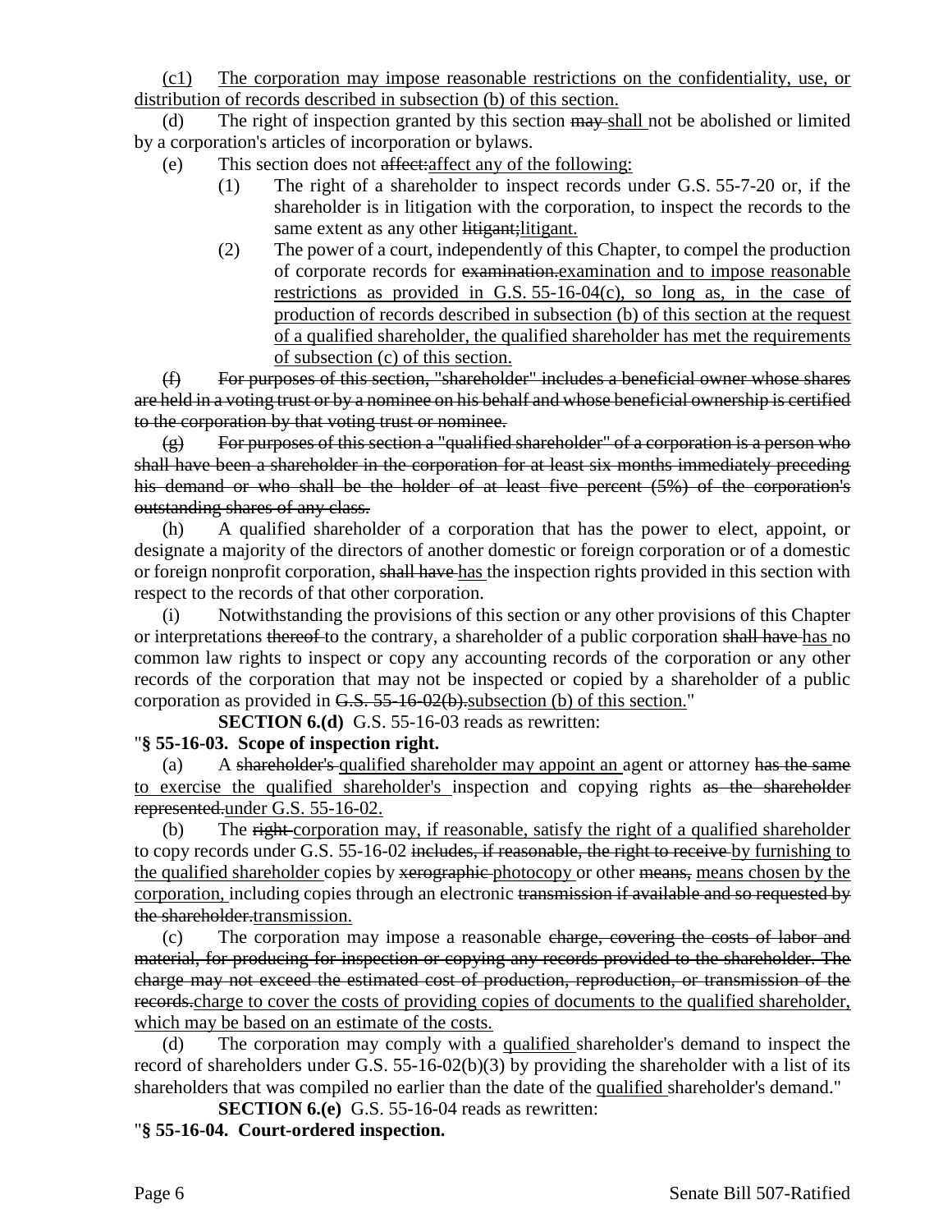(c1) The corporation may impose reasonable restrictions on the confidentiality, use, or distribution of records described in subsection (b) of this section.

(d) The right of inspection granted by this section ~~may~~ shall not be abolished or limited by a corporation's articles of incorporation or bylaws.

(e) This section does not ~~affect:~~affect any of the following:

(1) The right of a shareholder to inspect records under G.S. 55-7-20 or, if the shareholder is in litigation with the corporation, to inspect the records to the same extent as any other ~~litigant;~~litigant.

(2) The power of a court, independently of this Chapter, to compel the production of corporate records for ~~examination.~~examination and to impose reasonable restrictions as provided in G.S. 55-16-04(c), so long as, in the case of production of records described in subsection (b) of this section at the request of a qualified shareholder, the qualified shareholder has met the requirements of subsection (c) of this section.

~~(f) For purposes of this section, "shareholder" includes a beneficial owner whose shares are held in a voting trust or by a nominee on his behalf and whose beneficial ownership is certified to the corporation by that voting trust or nominee.~~

~~(g) For purposes of this section a "qualified shareholder" of a corporation is a person who shall have been a shareholder in the corporation for at least six months immediately preceding his demand or who shall be the holder of at least five percent (5%) of the corporation's outstanding shares of any class.~~

(h) A qualified shareholder of a corporation that has the power to elect, appoint, or designate a majority of the directors of another domestic or foreign corporation or of a domestic or foreign nonprofit corporation, ~~shall have~~ has the inspection rights provided in this section with respect to the records of that other corporation.

(i) Notwithstanding the provisions of this section or any other provisions of this Chapter or interpretations ~~thereof~~ to the contrary, a shareholder of a public corporation ~~shall have~~ has no common law rights to inspect or copy any accounting records of the corporation or any other records of the corporation that may not be inspected or copied by a shareholder of a public corporation as provided in ~~G.S. 55-16-02(b).~~subsection (b) of this section."

**SECTION 6.(d)** G.S. 55-16-03 reads as rewritten:

"**§ 55-16-03. Scope of inspection right.**

(a) A ~~shareholder's~~ qualified shareholder may appoint an agent or attorney ~~has the same~~ to exercise the qualified shareholder's inspection and copying rights ~~as the shareholder represented.~~under G.S. 55-16-02.

(b) The ~~right~~ corporation may, if reasonable, satisfy the right of a qualified shareholder to copy records under G.S. 55-16-02 ~~includes, if reasonable, the right to receive~~ by furnishing to the qualified shareholder copies by ~~xerographic~~ photocopy or other ~~means,~~ means chosen by the corporation, including copies through an electronic ~~transmission if available and so requested by the shareholder.~~transmission.

(c) The corporation may impose a reasonable ~~charge, covering the costs of labor and material, for producing for inspection or copying any records provided to the shareholder. The charge may not exceed the estimated cost of production, reproduction, or transmission of the records.~~charge to cover the costs of providing copies of documents to the qualified shareholder, which may be based on an estimate of the costs.

(d) The corporation may comply with a qualified shareholder's demand to inspect the record of shareholders under G.S. 55-16-02(b)(3) by providing the shareholder with a list of its shareholders that was compiled no earlier than the date of the qualified shareholder's demand."

**SECTION 6.(e)** G.S. 55-16-04 reads as rewritten:

"**§ 55-16-04. Court-ordered inspection.**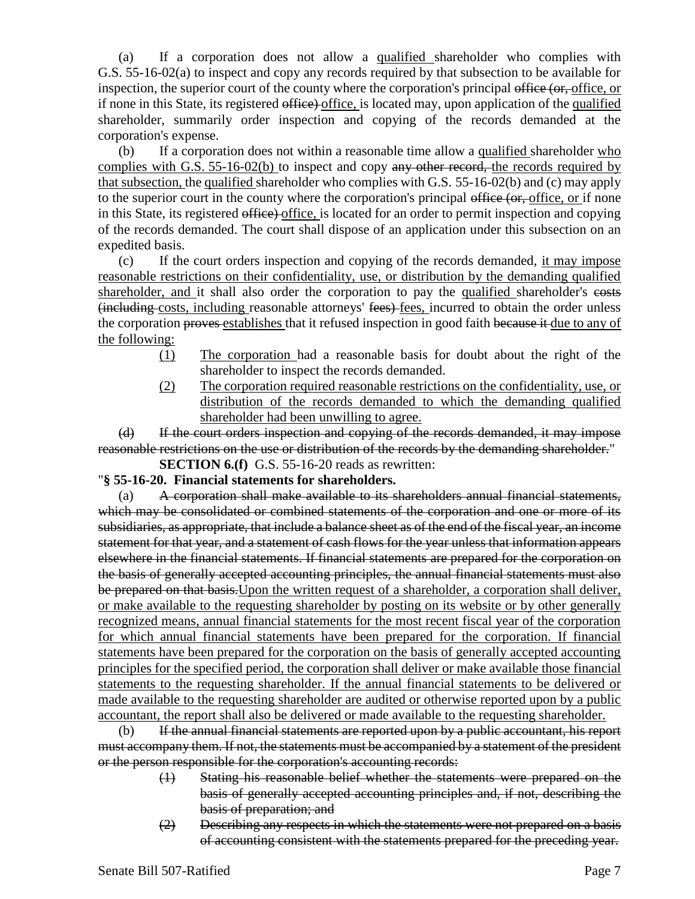(a) If a corporation does not allow a <u>qualified</u> shareholder who complies with G.S. 55-16-02(a) to inspect and copy any records required by that subsection to be available for inspection, the superior court of the county where the corporation's principal ~~office (or,~~ <u>office, or</u> if none in this State, its registered ~~office)~~ <u>office,</u> is located may, upon application of the <u>qualified</u> shareholder, summarily order inspection and copying of the records demanded at the corporation's expense.

(b) If a corporation does not within a reasonable time allow a <u>qualified</u> shareholder <u>who complies with G.S. 55-16-02(b)</u> to inspect and copy ~~any other record,~~ <u>the records required by that subsection,</u> the <u>qualified</u> shareholder who complies with G.S. 55-16-02(b) and (c) may apply to the superior court in the county where the corporation's principal ~~office (or,~~ <u>office, or</u> if none in this State, its registered ~~office)~~ <u>office,</u> is located for an order to permit inspection and copying of the records demanded. The court shall dispose of an application under this subsection on an expedited basis.

(c) If the court orders inspection and copying of the records demanded, <u>it may impose reasonable restrictions on their confidentiality, use, or distribution by the demanding qualified shareholder, and</u> it shall also order the corporation to pay the <u>qualified</u> shareholder's ~~costs (including~~ <u>costs, including</u> reasonable attorneys' ~~fees)~~ <u>fees,</u> incurred to obtain the order unless the corporation ~~proves~~ <u>establishes</u> that it refused inspection in good faith ~~because it~~ <u>due to any of the following:</u>

- <u>(1)</u> <u>The corporation</u> had a reasonable basis for doubt about the right of the shareholder to inspect the records demanded.
- <u>(2)</u> <u>The corporation required reasonable restrictions on the confidentiality, use, or distribution of the records demanded to which the demanding qualified shareholder had been unwilling to agree.</u>

~~(d) If the court orders inspection and copying of the records demanded, it may impose reasonable restrictions on the use or distribution of the records by the demanding shareholder.~~"

**SECTION 6.(f)** G.S. 55-16-20 reads as rewritten:

"**§ 55-16-20. Financial statements for shareholders.**

(a) ~~A corporation shall make available to its shareholders annual financial statements, which may be consolidated or combined statements of the corporation and one or more of its subsidiaries, as appropriate, that include a balance sheet as of the end of the fiscal year, an income statement for that year, and a statement of cash flows for the year unless that information appears elsewhere in the financial statements. If financial statements are prepared for the corporation on the basis of generally accepted accounting principles, the annual financial statements must also be prepared on that basis.~~<u>Upon the written request of a shareholder, a corporation shall deliver, or make available to the requesting shareholder by posting on its website or by other generally recognized means, annual financial statements for the most recent fiscal year of the corporation for which annual financial statements have been prepared for the corporation. If financial statements have been prepared for the corporation on the basis of generally accepted accounting principles for the specified period, the corporation shall deliver or make available those financial statements to the requesting shareholder. If the annual financial statements to be delivered or made available to the requesting shareholder are audited or otherwise reported upon by a public accountant, the report shall also be delivered or made available to the requesting shareholder.</u>

(b) ~~If the annual financial statements are reported upon by a public accountant, his report must accompany them. If not, the statements must be accompanied by a statement of the president or the person responsible for the corporation's accounting records:~~

- ~~(1) Stating his reasonable belief whether the statements were prepared on the basis of generally accepted accounting principles and, if not, describing the basis of preparation; and~~
- ~~(2) Describing any respects in which the statements were not prepared on a basis of accounting consistent with the statements prepared for the preceding year.~~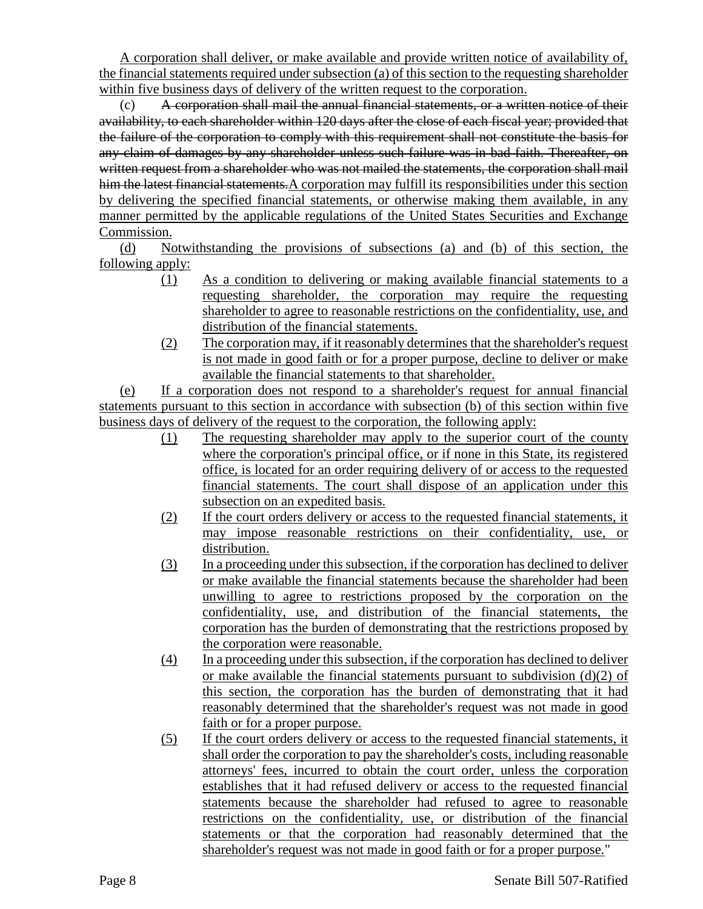A corporation shall deliver, or make available and provide written notice of availability of, the financial statements required under subsection (a) of this section to the requesting shareholder within five business days of delivery of the written request to the corporation.

(c) ~~A corporation shall mail the annual financial statements, or a written notice of their availability, to each shareholder within 120 days after the close of each fiscal year; provided that the failure of the corporation to comply with this requirement shall not constitute the basis for any claim of damages by any shareholder unless such failure was in bad faith. Thereafter, on written request from a shareholder who was not mailed the statements, the corporation shall mail him the latest financial statements.~~A corporation may fulfill its responsibilities under this section by delivering the specified financial statements, or otherwise making them available, in any manner permitted by the applicable regulations of the United States Securities and Exchange Commission.

(d) Notwithstanding the provisions of subsections (a) and (b) of this section, the following apply:

(1) As a condition to delivering or making available financial statements to a requesting shareholder, the corporation may require the requesting shareholder to agree to reasonable restrictions on the confidentiality, use, and distribution of the financial statements.

(2) The corporation may, if it reasonably determines that the shareholder's request is not made in good faith or for a proper purpose, decline to deliver or make available the financial statements to that shareholder.

(e) If a corporation does not respond to a shareholder's request for annual financial statements pursuant to this section in accordance with subsection (b) of this section within five business days of delivery of the request to the corporation, the following apply:

(1) The requesting shareholder may apply to the superior court of the county where the corporation's principal office, or if none in this State, its registered office, is located for an order requiring delivery of or access to the requested financial statements. The court shall dispose of an application under this subsection on an expedited basis.

(2) If the court orders delivery or access to the requested financial statements, it may impose reasonable restrictions on their confidentiality, use, or distribution.

(3) In a proceeding under this subsection, if the corporation has declined to deliver or make available the financial statements because the shareholder had been unwilling to agree to restrictions proposed by the corporation on the confidentiality, use, and distribution of the financial statements, the corporation has the burden of demonstrating that the restrictions proposed by the corporation were reasonable.

(4) In a proceeding under this subsection, if the corporation has declined to deliver or make available the financial statements pursuant to subdivision (d)(2) of this section, the corporation has the burden of demonstrating that it had reasonably determined that the shareholder's request was not made in good faith or for a proper purpose.

(5) If the court orders delivery or access to the requested financial statements, it shall order the corporation to pay the shareholder's costs, including reasonable attorneys' fees, incurred to obtain the court order, unless the corporation establishes that it had refused delivery or access to the requested financial statements because the shareholder had refused to agree to reasonable restrictions on the confidentiality, use, or distribution of the financial statements or that the corporation had reasonably determined that the shareholder's request was not made in good faith or for a proper purpose."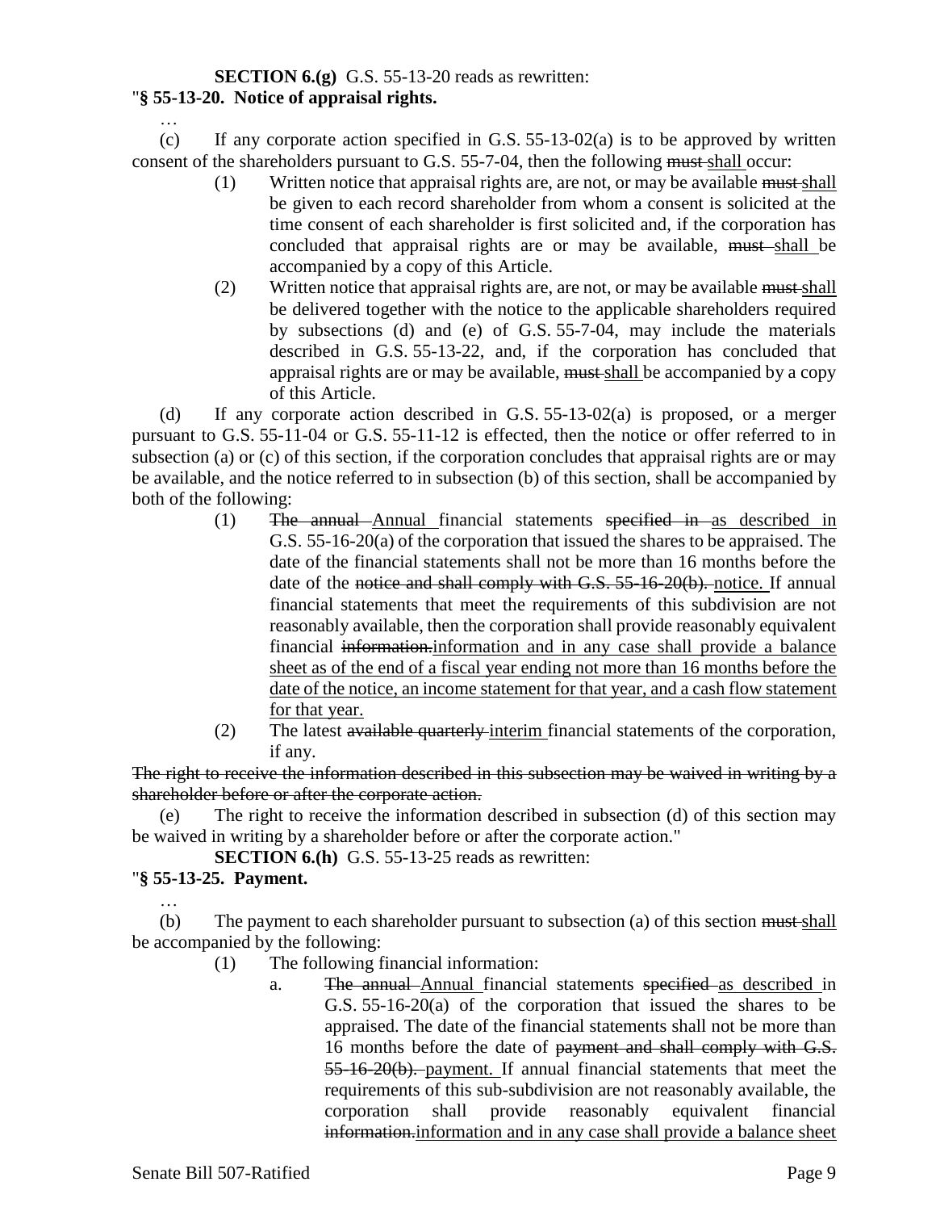**SECTION 6.(g)** G.S. 55-13-20 reads as rewritten:

"**§ 55-13-20. Notice of appraisal rights.**

…

(c) If any corporate action specified in G.S. 55-13-02(a) is to be approved by written consent of the shareholders pursuant to G.S. 55-7-04, then the following ~~must~~ shall occur:

(1) Written notice that appraisal rights are, are not, or may be available ~~must~~ shall be given to each record shareholder from whom a consent is solicited at the time consent of each shareholder is first solicited and, if the corporation has concluded that appraisal rights are or may be available, ~~must~~ shall be accompanied by a copy of this Article.

(2) Written notice that appraisal rights are, are not, or may be available ~~must~~ shall be delivered together with the notice to the applicable shareholders required by subsections (d) and (e) of G.S. 55-7-04, may include the materials described in G.S. 55-13-22, and, if the corporation has concluded that appraisal rights are or may be available, ~~must~~ shall be accompanied by a copy of this Article.

(d) If any corporate action described in G.S. 55-13-02(a) is proposed, or a merger pursuant to G.S. 55-11-04 or G.S. 55-11-12 is effected, then the notice or offer referred to in subsection (a) or (c) of this section, if the corporation concludes that appraisal rights are or may be available, and the notice referred to in subsection (b) of this section, shall be accompanied by both of the following:

(1) ~~The annual~~ Annual financial statements ~~specified in~~ as described in G.S. 55-16-20(a) of the corporation that issued the shares to be appraised. The date of the financial statements shall not be more than 16 months before the date of the ~~notice and shall comply with G.S. 55-16-20(b).~~ notice. If annual financial statements that meet the requirements of this subdivision are not reasonably available, then the corporation shall provide reasonably equivalent financial ~~information.~~information and in any case shall provide a balance sheet as of the end of a fiscal year ending not more than 16 months before the date of the notice, an income statement for that year, and a cash flow statement for that year.

(2) The latest ~~available quarterly~~ interim financial statements of the corporation, if any.

~~The right to receive the information described in this subsection may be waived in writing by a shareholder before or after the corporate action.~~

(e) The right to receive the information described in subsection (d) of this section may be waived in writing by a shareholder before or after the corporate action."

**SECTION 6.(h)** G.S. 55-13-25 reads as rewritten:

"**§ 55-13-25. Payment.**

…

(b) The payment to each shareholder pursuant to subsection (a) of this section ~~must~~ shall be accompanied by the following:

(1) The following financial information:

a. ~~The annual~~ Annual financial statements ~~specified~~ as described in G.S. 55-16-20(a) of the corporation that issued the shares to be appraised. The date of the financial statements shall not be more than 16 months before the date of ~~payment and shall comply with G.S. 55-16-20(b).~~ payment. If annual financial statements that meet the requirements of this sub-subdivision are not reasonably available, the corporation shall provide reasonably equivalent financial ~~information.~~information and in any case shall provide a balance sheet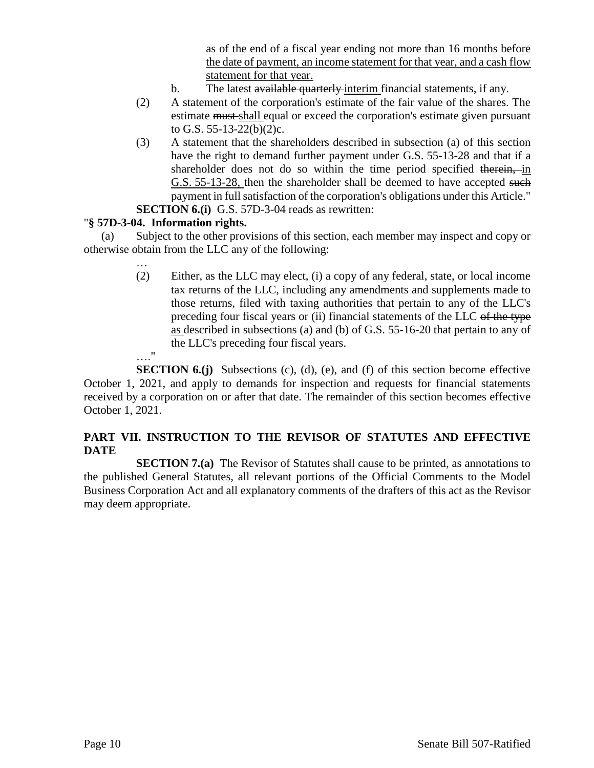as of the end of a fiscal year ending not more than 16 months before the date of payment, an income statement for that year, and a cash flow statement for that year.

b. The latest ~~available quarterly~~ interim financial statements, if any.

(2) A statement of the corporation's estimate of the fair value of the shares. The estimate ~~must~~ shall equal or exceed the corporation's estimate given pursuant to G.S. 55-13-22(b)(2)c.

(3) A statement that the shareholders described in subsection (a) of this section have the right to demand further payment under G.S. 55-13-28 and that if a shareholder does not do so within the time period specified ~~therein,~~ in G.S. 55-13-28, then the shareholder shall be deemed to have accepted ~~such~~ payment in full satisfaction of the corporation's obligations under this Article."

**SECTION 6.(i)** G.S. 57D-3-04 reads as rewritten:

"**§ 57D-3-04. Information rights.**

(a) Subject to the other provisions of this section, each member may inspect and copy or otherwise obtain from the LLC any of the following:

…

(2) Either, as the LLC may elect, (i) a copy of any federal, state, or local income tax returns of the LLC, including any amendments and supplements made to those returns, filed with taxing authorities that pertain to any of the LLC's preceding four fiscal years or (ii) financial statements of the LLC ~~of the type~~ as described in ~~subsections (a) and (b) of~~ G.S. 55-16-20 that pertain to any of the LLC's preceding four fiscal years.

…."

**SECTION 6.(j)** Subsections (c), (d), (e), and (f) of this section become effective October 1, 2021, and apply to demands for inspection and requests for financial statements received by a corporation on or after that date. The remainder of this section becomes effective October 1, 2021.

## PART VII. INSTRUCTION TO THE REVISOR OF STATUTES AND EFFECTIVE DATE

**SECTION 7.(a)** The Revisor of Statutes shall cause to be printed, as annotations to the published General Statutes, all relevant portions of the Official Comments to the Model Business Corporation Act and all explanatory comments of the drafters of this act as the Revisor may deem appropriate.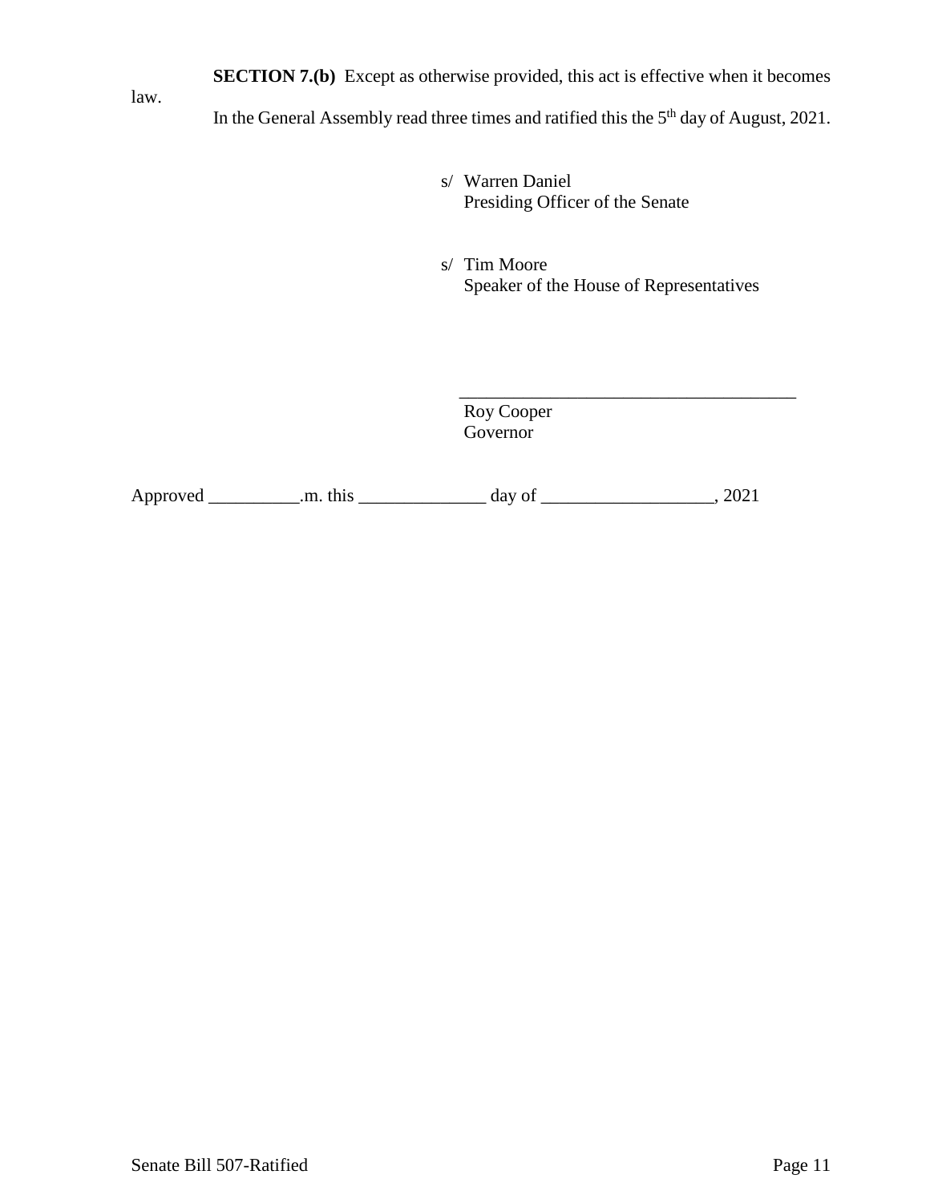**SECTION 7.(b)** Except as otherwise provided, this act is effective when it becomes law.

In the General Assembly read three times and ratified this the 5th day of August, 2021.

s/ Warren Daniel
Presiding Officer of the Senate

s/ Tim Moore
Speaker of the House of Representatives

_____________________________________
Roy Cooper
Governor

Approved __________.m. this ______________ day of ___________________, 2021